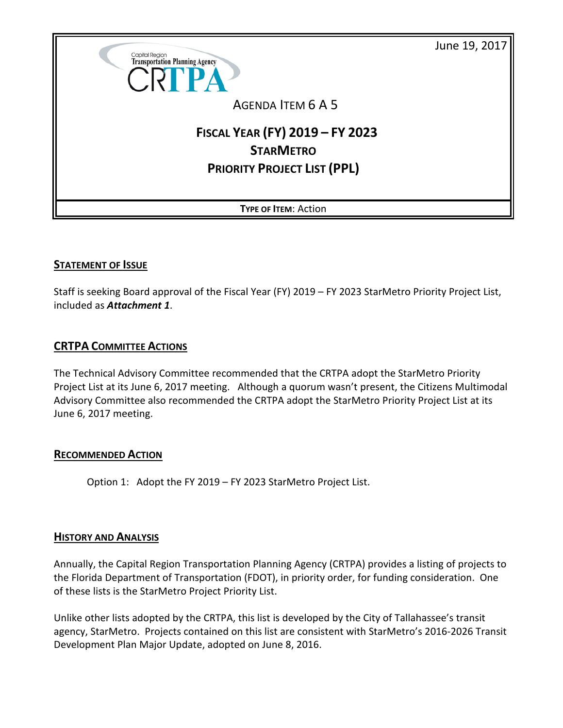June 19, 2017

Capital Region Transportation Planning Agency
CRTPA

AGENDA ITEM 6 A 5

# FISCAL YEAR (FY) 2019 – FY 2023 STARMETRO PRIORITY PROJECT LIST (PPL)

**TYPE OF ITEM**: Action

## STATEMENT OF ISSUE

Staff is seeking Board approval of the Fiscal Year (FY) 2019 – FY 2023 StarMetro Priority Project List, included as ***Attachment 1***.

## CRTPA COMMITTEE ACTIONS

The Technical Advisory Committee recommended that the CRTPA adopt the StarMetro Priority Project List at its June 6, 2017 meeting. Although a quorum wasn't present, the Citizens Multimodal Advisory Committee also recommended the CRTPA adopt the StarMetro Priority Project List at its June 6, 2017 meeting.

## RECOMMENDED ACTION

Option 1: Adopt the FY 2019 – FY 2023 StarMetro Project List.

## HISTORY AND ANALYSIS

Annually, the Capital Region Transportation Planning Agency (CRTPA) provides a listing of projects to the Florida Department of Transportation (FDOT), in priority order, for funding consideration. One of these lists is the StarMetro Project Priority List.

Unlike other lists adopted by the CRTPA, this list is developed by the City of Tallahassee's transit agency, StarMetro. Projects contained on this list are consistent with StarMetro's 2016-2026 Transit Development Plan Major Update, adopted on June 8, 2016.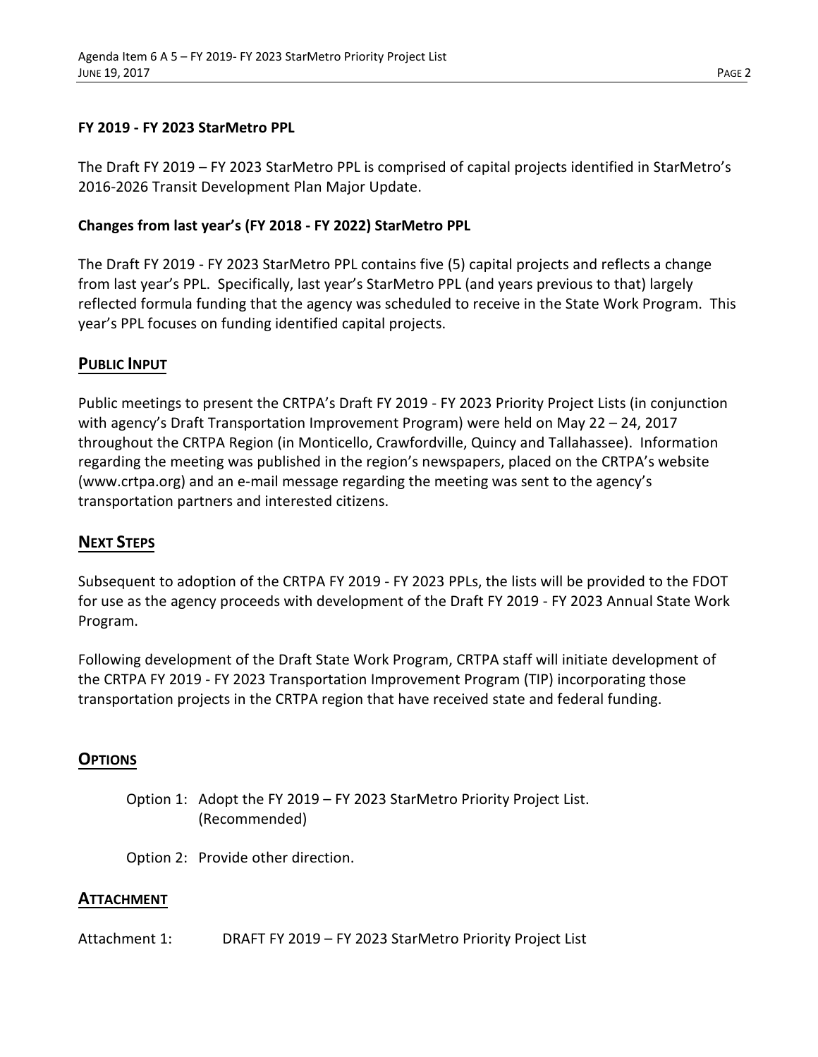**FY 2019 - FY 2023 StarMetro PPL**

The Draft FY 2019 – FY 2023 StarMetro PPL is comprised of capital projects identified in StarMetro's 2016-2026 Transit Development Plan Major Update.

**Changes from last year's (FY 2018 - FY 2022) StarMetro PPL**

The Draft FY 2019 - FY 2023 StarMetro PPL contains five (5) capital projects and reflects a change from last year's PPL. Specifically, last year's StarMetro PPL (and years previous to that) largely reflected formula funding that the agency was scheduled to receive in the State Work Program. This year's PPL focuses on funding identified capital projects.

## PUBLIC INPUT

Public meetings to present the CRTPA's Draft FY 2019 - FY 2023 Priority Project Lists (in conjunction with agency's Draft Transportation Improvement Program) were held on May 22 – 24, 2017 throughout the CRTPA Region (in Monticello, Crawfordville, Quincy and Tallahassee). Information regarding the meeting was published in the region's newspapers, placed on the CRTPA's website (www.crtpa.org) and an e-mail message regarding the meeting was sent to the agency's transportation partners and interested citizens.

## NEXT STEPS

Subsequent to adoption of the CRTPA FY 2019 - FY 2023 PPLs, the lists will be provided to the FDOT for use as the agency proceeds with development of the Draft FY 2019 - FY 2023 Annual State Work Program.

Following development of the Draft State Work Program, CRTPA staff will initiate development of the CRTPA FY 2019 - FY 2023 Transportation Improvement Program (TIP) incorporating those transportation projects in the CRTPA region that have received state and federal funding.

## OPTIONS

Option 1: Adopt the FY 2019 – FY 2023 StarMetro Priority Project List. (Recommended)

Option 2: Provide other direction.

## ATTACHMENT

Attachment 1: DRAFT FY 2019 – FY 2023 StarMetro Priority Project List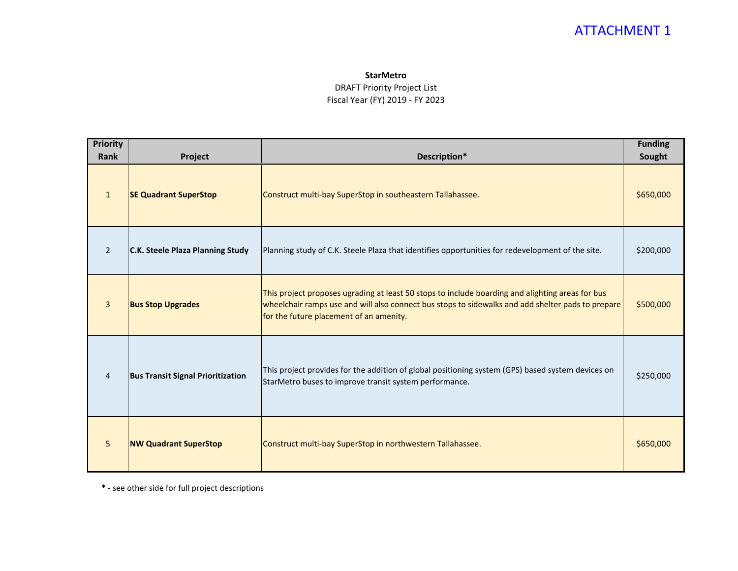ATTACHMENT 1

**StarMetro**
DRAFT Priority Project List
Fiscal Year (FY) 2019 - FY 2023

| Priority Rank | Project | Description* | Funding Sought |
|---|---|---|---|
| 1 | **SE Quadrant SuperStop** | Construct multi-bay SuperStop in southeastern Tallahassee. | $650,000 |
| 2 | **C.K. Steele Plaza Planning Study** | Planning study of C.K. Steele Plaza that identifies opportunities for redevelopment of the site. | $200,000 |
| 3 | **Bus Stop Upgrades** | This project proposes ugrading at least 50 stops to include boarding and alighting areas for bus wheelchair ramps use and will also connect bus stops to sidewalks and add shelter pads to prepare for the future placement of an amenity. | $500,000 |
| 4 | **Bus Transit Signal Prioritization** | This project provides for the addition of global positioning system (GPS) based system devices on StarMetro buses to improve transit system performance. | $250,000 |
| 5 | **NW Quadrant SuperStop** | Construct multi-bay SuperStop in northwestern Tallahassee. | $650,000 |

**\*** - see other side for full project descriptions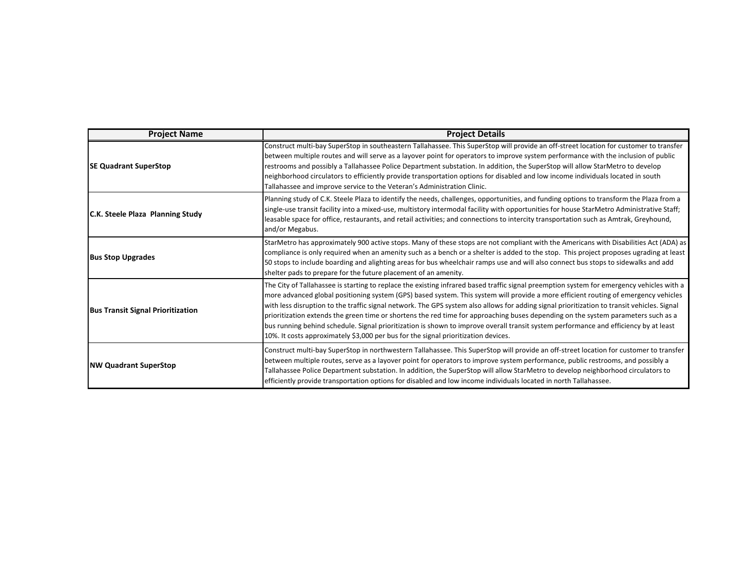| Project Name | Project Details |
|---|---|
| **SE Quadrant SuperStop** | Construct multi-bay SuperStop in southeastern Tallahassee. This SuperStop will provide an off-street location for customer to transfer between multiple routes and will serve as a layover point for operators to improve system performance with the inclusion of public restrooms and possibly a Tallahassee Police Department substation. In addition, the SuperStop will allow StarMetro to develop neighborhood circulators to efficiently provide transportation options for disabled and low income individuals located in south Tallahassee and improve service to the Veteran's Administration Clinic. |
| **C.K. Steele Plaza Planning Study** | Planning study of C.K. Steele Plaza to identify the needs, challenges, opportunities, and funding options to transform the Plaza from a single-use transit facility into a mixed-use, multistory intermodal facility with opportunities for house StarMetro Administrative Staff; leasable space for office, restaurants, and retail activities; and connections to intercity transportation such as Amtrak, Greyhound, and/or Megabus. |
| **Bus Stop Upgrades** | StarMetro has approximately 900 active stops. Many of these stops are not compliant with the Americans with Disabilities Act (ADA) as compliance is only required when an amenity such as a bench or a shelter is added to the stop. This project proposes ugrading at least 50 stops to include boarding and alighting areas for bus wheelchair ramps use and will also connect bus stops to sidewalks and add shelter pads to prepare for the future placement of an amenity. |
| **Bus Transit Signal Prioritization** | The City of Tallahassee is starting to replace the existing infrared based traffic signal preemption system for emergency vehicles with a more advanced global positioning system (GPS) based system. This system will provide a more efficient routing of emergency vehicles with less disruption to the traffic signal network. The GPS system also allows for adding signal prioritization to transit vehicles. Signal prioritization extends the green time or shortens the red time for approaching buses depending on the system parameters such as a bus running behind schedule. Signal prioritization is shown to improve overall transit system performance and efficiency by at least 10%. It costs approximately $3,000 per bus for the signal prioritization devices. |
| **NW Quadrant SuperStop** | Construct multi-bay SuperStop in northwestern Tallahassee. This SuperStop will provide an off-street location for customer to transfer between multiple routes, serve as a layover point for operators to improve system performance, public restrooms, and possibly a Tallahassee Police Department substation. In addition, the SuperStop will allow StarMetro to develop neighborhood circulators to efficiently provide transportation options for disabled and low income individuals located in north Tallahassee. |